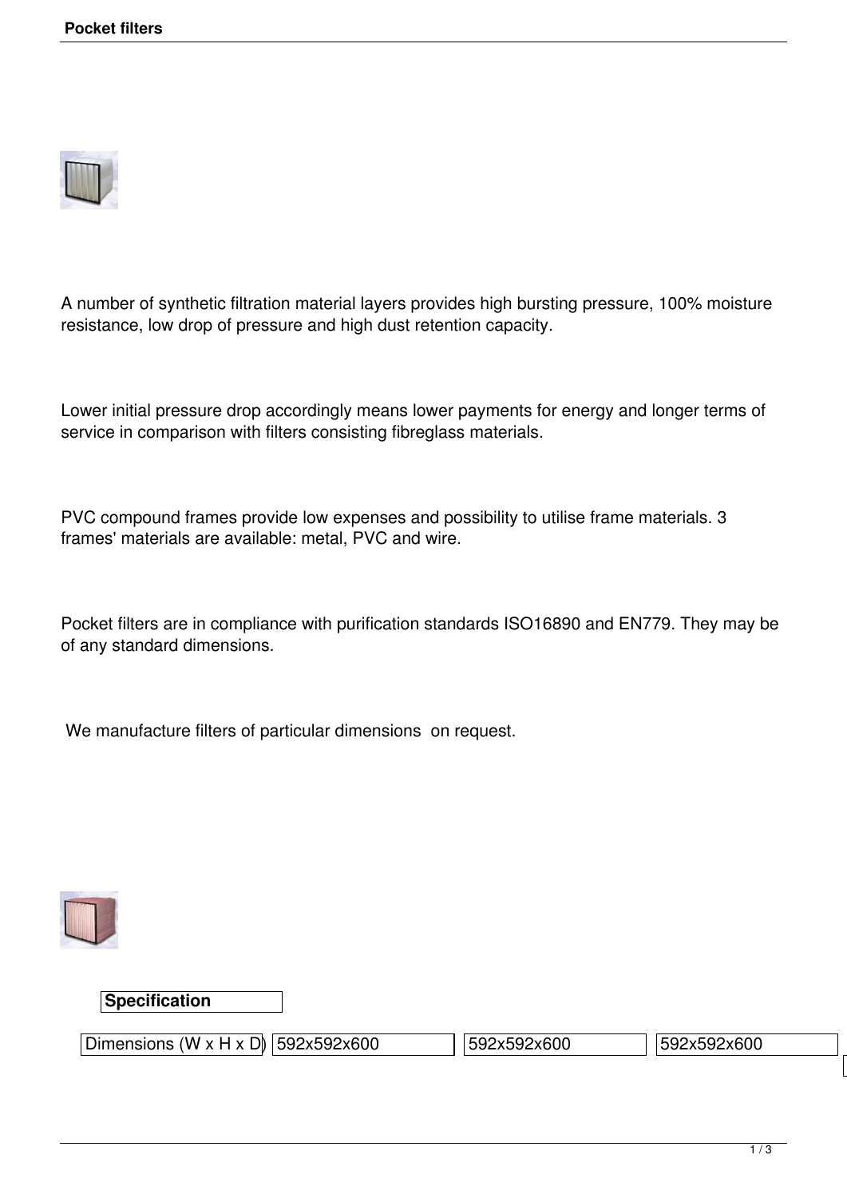# Pocket filters

A number of synthetic filtration material layers provides high bursting pressure, 100% moisture resistance, low drop of pressure and high dust retention capacity.

Lower initial pressure drop accordingly means lower payments for energy and longer terms of service in comparison with filters consisting fibreglass materials.

PVC compound frames provide low expenses and possibility to utilise frame materials. 3 frames' materials are available: metal, PVC and wire.

Pocket filters are in compliance with purification standards ISO16890 and EN779. They may be of any standard dimensions.

We manufacture filters of particular dimensions on request.

**Specification**

| Dimensions (W x H x D) | 592x592x600 | 592x592x600 | 592x592x600 |
|---|---|---|---|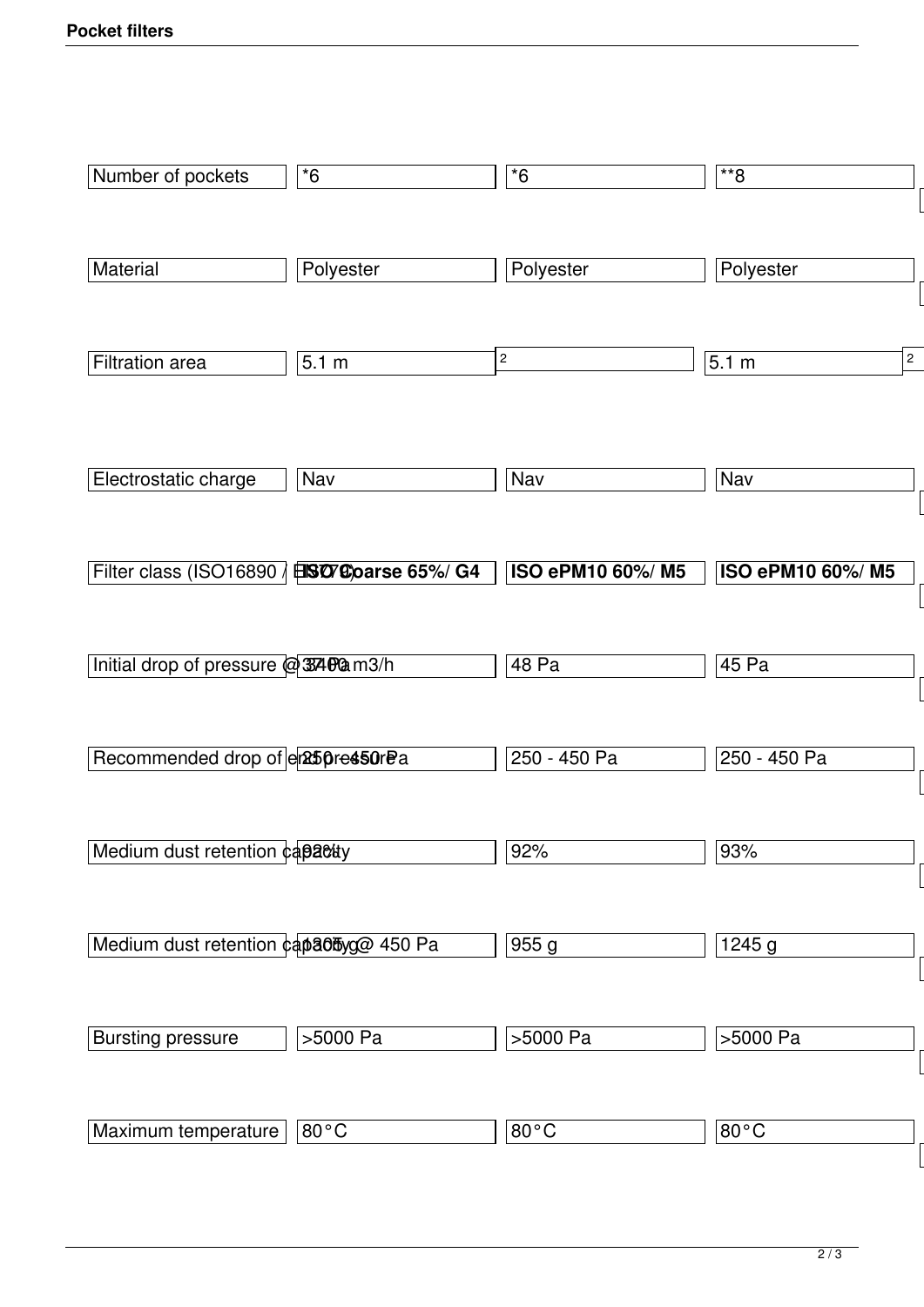## Pocket filters

| Number of pockets | *6 | *6 | **8 |
|---|---|---|---|
| Material | Polyester | Polyester | Polyester |
| Filtration area | 5.1 $m^2$ | | 5.1 $m^2$ |
| Electrostatic charge | Nav | Nav | Nav |
| Filter class (ISO16890 / EN779) | **ISO Coarse 65%/ G4** | **ISO ePM10 60%/ M5** | **ISO ePM10 60%/ M5** |
| Initial drop of pressure @ 3400 m3/h | 37 Pa | 48 Pa | 45 Pa |
| Recommended drop of end pressure | 250 - 450 Pa | 250 - 450 Pa | 250 - 450 Pa |
| Medium dust retention capacity | 92% | 92% | 93% |
| Medium dust retention capacity @ 450 Pa | 1305 g | 955 g | 1245 g |
| Bursting pressure | >5000 Pa | >5000 Pa | >5000 Pa |
| Maximum temperature | 80°C | 80°C | 80°C |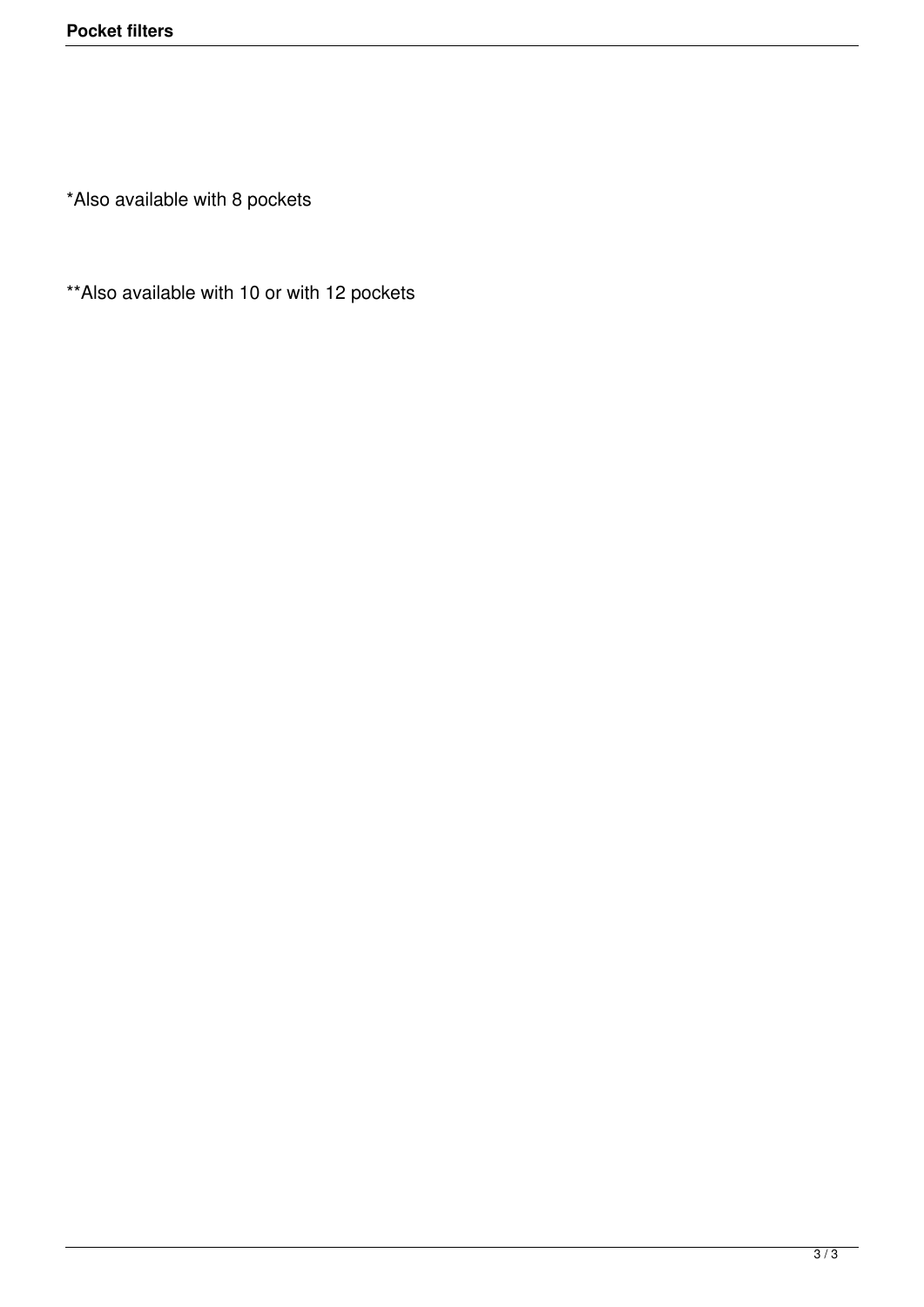*Also available with 8 pockets

**Also available with 10 or with 12 pockets